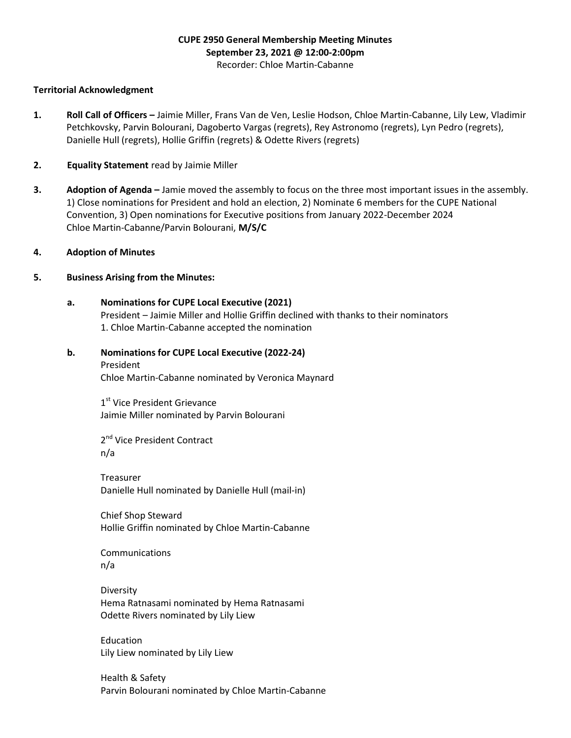**CUPE 2950 General Membership Meeting Minutes**
**September 23, 2021 @ 12:00-2:00pm**
Recorder: Chloe Martin-Cabanne

**Territorial Acknowledgment**

1. **Roll Call of Officers –** Jaimie Miller, Frans Van de Ven, Leslie Hodson, Chloe Martin-Cabanne, Lily Lew, Vladimir Petchkovsky, Parvin Bolourani, Dagoberto Vargas (regrets), Rey Astronomo (regrets), Lyn Pedro (regrets), Danielle Hull (regrets), Hollie Griffin (regrets) & Odette Rivers (regrets)

2. **Equality Statement** read by Jaimie Miller

3. **Adoption of Agenda –** Jamie moved the assembly to focus on the three most important issues in the assembly. 1) Close nominations for President and hold an election, 2) Nominate 6 members for the CUPE National Convention, 3) Open nominations for Executive positions from January 2022-December 2024
   Chloe Martin-Cabanne/Parvin Bolourani, **M/S/C**

4. **Adoption of Minutes**

5. **Business Arising from the Minutes:**

   a. **Nominations for CUPE Local Executive (2021)**
      President – Jaimie Miller and Hollie Griffin declined with thanks to their nominators
      1. Chloe Martin-Cabanne accepted the nomination

   b. **Nominations for CUPE Local Executive (2022-24)**
      President
      Chloe Martin-Cabanne nominated by Veronica Maynard

      1st Vice President Grievance
      Jaimie Miller nominated by Parvin Bolourani

      2nd Vice President Contract
      n/a

      Treasurer
      Danielle Hull nominated by Danielle Hull (mail-in)

      Chief Shop Steward
      Hollie Griffin nominated by Chloe Martin-Cabanne

      Communications
      n/a

      Diversity
      Hema Ratnasami nominated by Hema Ratnasami
      Odette Rivers nominated by Lily Liew

      Education
      Lily Liew nominated by Lily Liew

      Health & Safety
      Parvin Bolourani nominated by Chloe Martin-Cabanne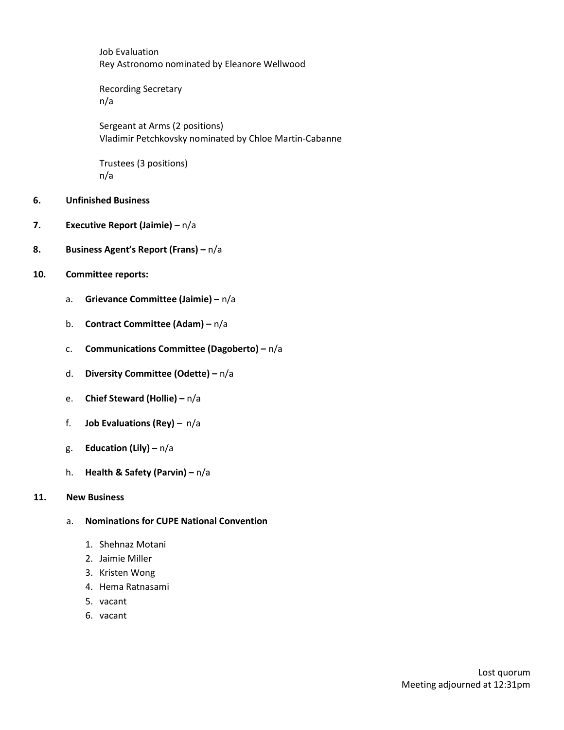Job Evaluation
Rey Astronomo nominated by Eleanore Wellwood

Recording Secretary
n/a

Sergeant at Arms (2 positions)
Vladimir Petchkovsky nominated by Chloe Martin-Cabanne

Trustees (3 positions)
n/a

**6. Unfinished Business**

**7. Executive Report (Jaimie)** – n/a

**8. Business Agent's Report (Frans) –** n/a

**10. Committee reports:**

a. **Grievance Committee (Jaimie) –** n/a

b. **Contract Committee (Adam) –** n/a

c. **Communications Committee (Dagoberto) –** n/a

d. **Diversity Committee (Odette) –** n/a

e. **Chief Steward (Hollie) –** n/a

f. **Job Evaluations (Rey)** – n/a

g. **Education (Lily) –** n/a

h. **Health & Safety (Parvin) –** n/a

**11. New Business**

a. **Nominations for CUPE National Convention**

1. Shehnaz Motani
2. Jaimie Miller
3. Kristen Wong
4. Hema Ratnasami
5. vacant
6. vacant

Lost quorum
Meeting adjourned at 12:31pm